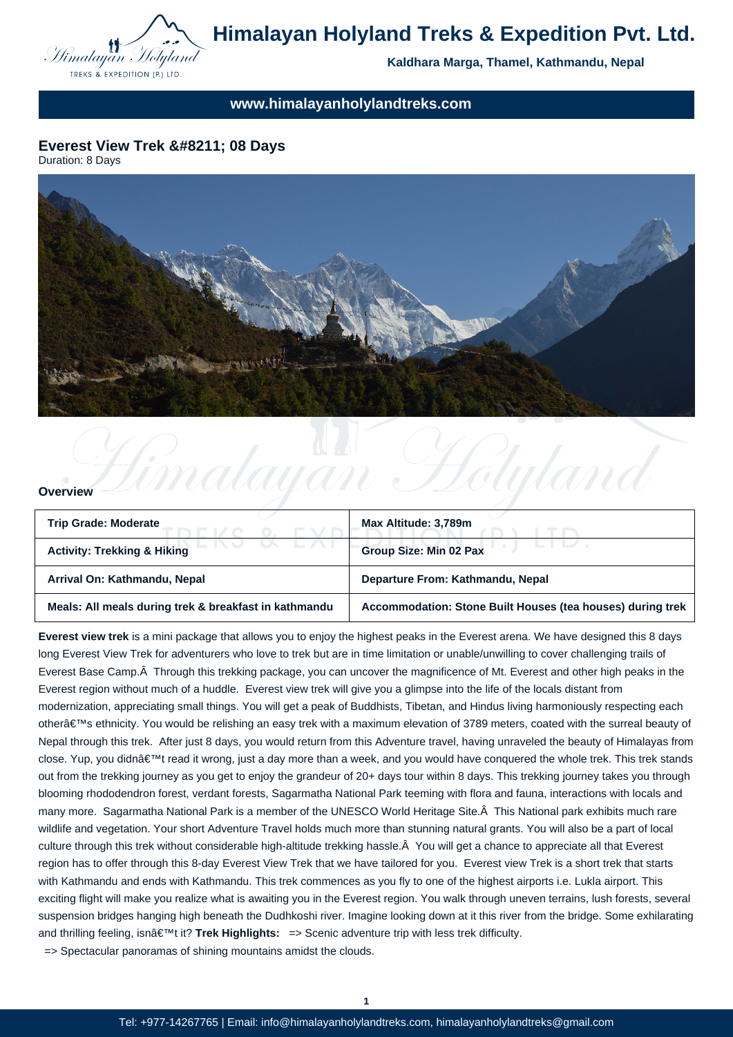# Himalayan Holyland Treks & Expedition Pvt. Ltd.

**Kaldhara Marga, Thamel, Kathmandu, Nepal**

**www.himalayanholylandtreks.com**

## Everest View Trek &#8211; 08 Days

Duration: 8 Days

### Overview

| Trip Grade: Moderate | Max Altitude: 3,789m |
|---|---|
| Activity: Trekking & Hiking | Group Size: Min 02 Pax |
| Arrival On: Kathmandu, Nepal | Departure From: Kathmandu, Nepal |
| Meals: All meals during trek & breakfast in kathmandu | Accommodation: Stone Built Houses (tea houses) during trek |

**Everest view trek** is a mini package that allows you to enjoy the highest peaks in the Everest arena. We have designed this 8 days long Everest View Trek for adventurers who love to trek but are in time limitation or unable/unwilling to cover challenging trails of Everest Base Camp.Â  Through this trekking package, you can uncover the magnificence of Mt. Everest and other high peaks in the Everest region without much of a huddle. Everest view trek will give you a glimpse into the life of the locals distant from modernization, appreciating small things. You will get a peak of Buddhists, Tibetan, and Hindus living harmoniously respecting each otherâ€™s ethnicity. You would be relishing an easy trek with a maximum elevation of 3789 meters, coated with the surreal beauty of Nepal through this trek. After just 8 days, you would return from this Adventure travel, having unraveled the beauty of Himalayas from close. Yup, you didnâ€™t read it wrong, just a day more than a week, and you would have conquered the whole trek. This trek stands out from the trekking journey as you get to enjoy the grandeur of 20+ days tour within 8 days. This trekking journey takes you through blooming rhododendron forest, verdant forests, Sagarmatha National Park teeming with flora and fauna, interactions with locals and many more. Sagarmatha National Park is a member of the UNESCO World Heritage Site.Â  This National park exhibits much rare wildlife and vegetation. Your short Adventure Travel holds much more than stunning natural grants. You will also be a part of local culture through this trek without considerable high-altitude trekking hassle.Â  You will get a chance to appreciate all that Everest region has to offer through this 8-day Everest View Trek that we have tailored for you. Everest view Trek is a short trek that starts with Kathmandu and ends with Kathmandu. This trek commences as you fly to one of the highest airports i.e. Lukla airport. This exciting flight will make you realize what is awaiting you in the Everest region. You walk through uneven terrains, lush forests, several suspension bridges hanging high beneath the Dudhkoshi river. Imagine looking down at it this river from the bridge. Some exhilarating and thrilling feeling, isnâ€™t it? **Trek Highlights:** => Scenic adventure trip with less trek difficulty.

=> Spectacular panoramas of shining mountains amidst the clouds.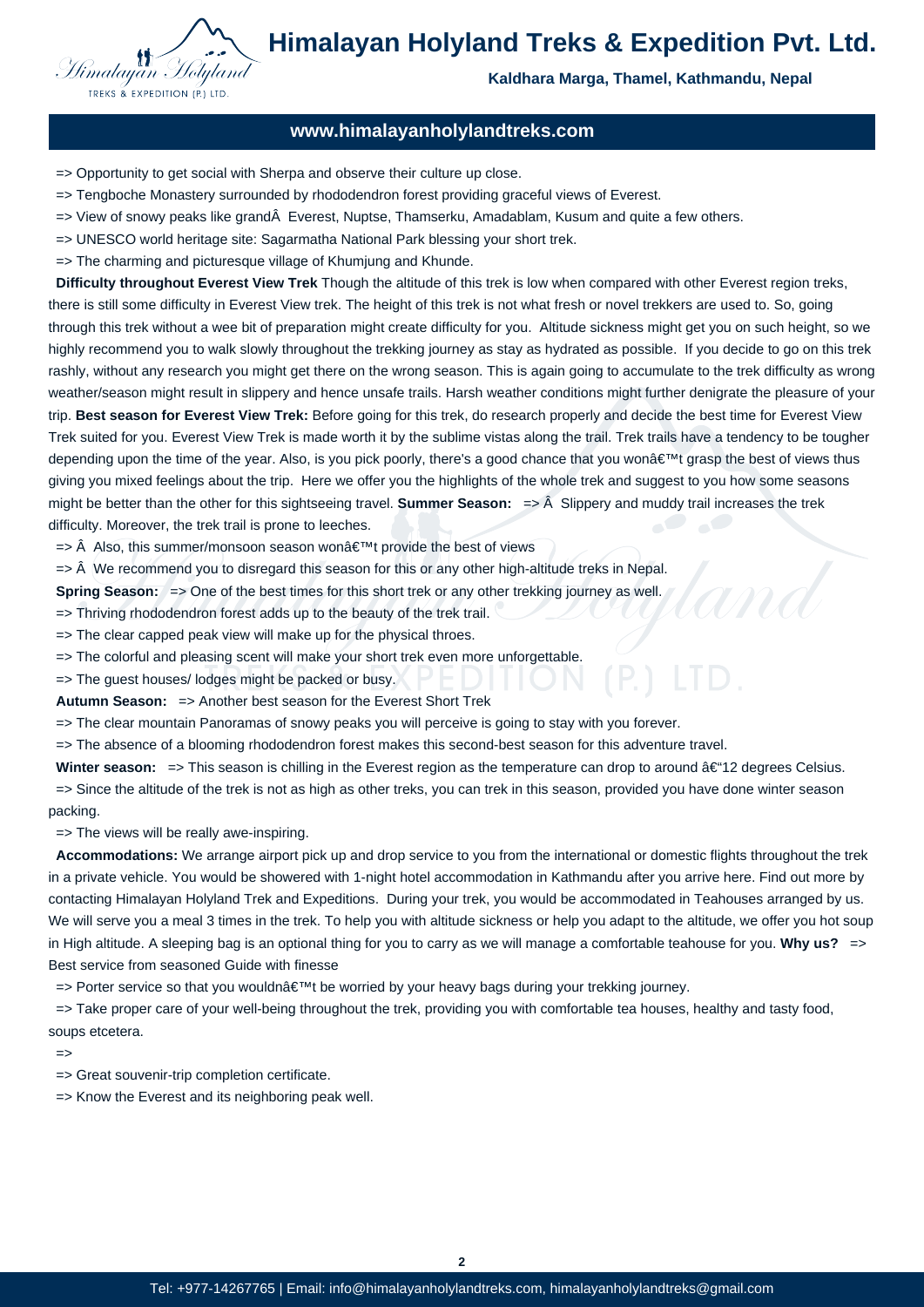=> Opportunity to get social with Sherpa and observe their culture up close.

=> Tengboche Monastery surrounded by rhododendron forest providing graceful views of Everest.

=> View of snowy peaks like grandÂ  Everest, Nuptse, Thamserku, Amadablam, Kusum and quite a few others.

=> UNESCO world heritage site: Sagarmatha National Park blessing your short trek.

=> The charming and picturesque village of Khumjung and Khunde.

**Difficulty throughout Everest View Trek** Though the altitude of this trek is low when compared with other Everest region treks, there is still some difficulty in Everest View trek. The height of this trek is not what fresh or novel trekkers are used to. So, going through this trek without a wee bit of preparation might create difficulty for you. Altitude sickness might get you on such height, so we highly recommend you to walk slowly throughout the trekking journey as stay as hydrated as possible. If you decide to go on this trek rashly, without any research you might get there on the wrong season. This is again going to accumulate to the trek difficulty as wrong weather/season might result in slippery and hence unsafe trails. Harsh weather conditions might further denigrate the pleasure of your trip. **Best season for Everest View Trek:** Before going for this trek, do research properly and decide the best time for Everest View Trek suited for you. Everest View Trek is made worth it by the sublime vistas along the trail. Trek trails have a tendency to be tougher depending upon the time of the year. Also, is you pick poorly, there's a good chance that you wonâ€™t grasp the best of views thus giving you mixed feelings about the trip. Here we offer you the highlights of the whole trek and suggest to you how some seasons might be better than the other for this sightseeing travel. **Summer Season:** => Â  Slippery and muddy trail increases the trek difficulty. Moreover, the trek trail is prone to leeches.

=> Â  Also, this summer/monsoon season wonâ€™t provide the best of views

=> Â  We recommend you to disregard this season for this or any other high-altitude treks in Nepal.

**Spring Season:** => One of the best times for this short trek or any other trekking journey as well.

=> Thriving rhododendron forest adds up to the beauty of the trek trail.

=> The clear capped peak view will make up for the physical throes.

=> The colorful and pleasing scent will make your short trek even more unforgettable.

=> The guest houses/ lodges might be packed or busy.

**Autumn Season:** => Another best season for the Everest Short Trek

=> The clear mountain Panoramas of snowy peaks you will perceive is going to stay with you forever.

=> The absence of a blooming rhododendron forest makes this second-best season for this adventure travel.

**Winter season:** => This season is chilling in the Everest region as the temperature can drop to around â€“12 degrees Celsius.

=> Since the altitude of the trek is not as high as other treks, you can trek in this season, provided you have done winter season packing.

=> The views will be really awe-inspiring.

**Accommodations:** We arrange airport pick up and drop service to you from the international or domestic flights throughout the trek in a private vehicle. You would be showered with 1-night hotel accommodation in Kathmandu after you arrive here. Find out more by contacting Himalayan Holyland Trek and Expeditions. During your trek, you would be accommodated in Teahouses arranged by us. We will serve you a meal 3 times in the trek. To help you with altitude sickness or help you adapt to the altitude, we offer you hot soup in High altitude. A sleeping bag is an optional thing for you to carry as we will manage a comfortable teahouse for you. **Why us?** => Best service from seasoned Guide with finesse

=> Porter service so that you wouldnâ€™t be worried by your heavy bags during your trekking journey.

=> Take proper care of your well-being throughout the trek, providing you with comfortable tea houses, healthy and tasty food, soups etcetera.

=>

=> Great souvenir-trip completion certificate.

=> Know the Everest and its neighboring peak well.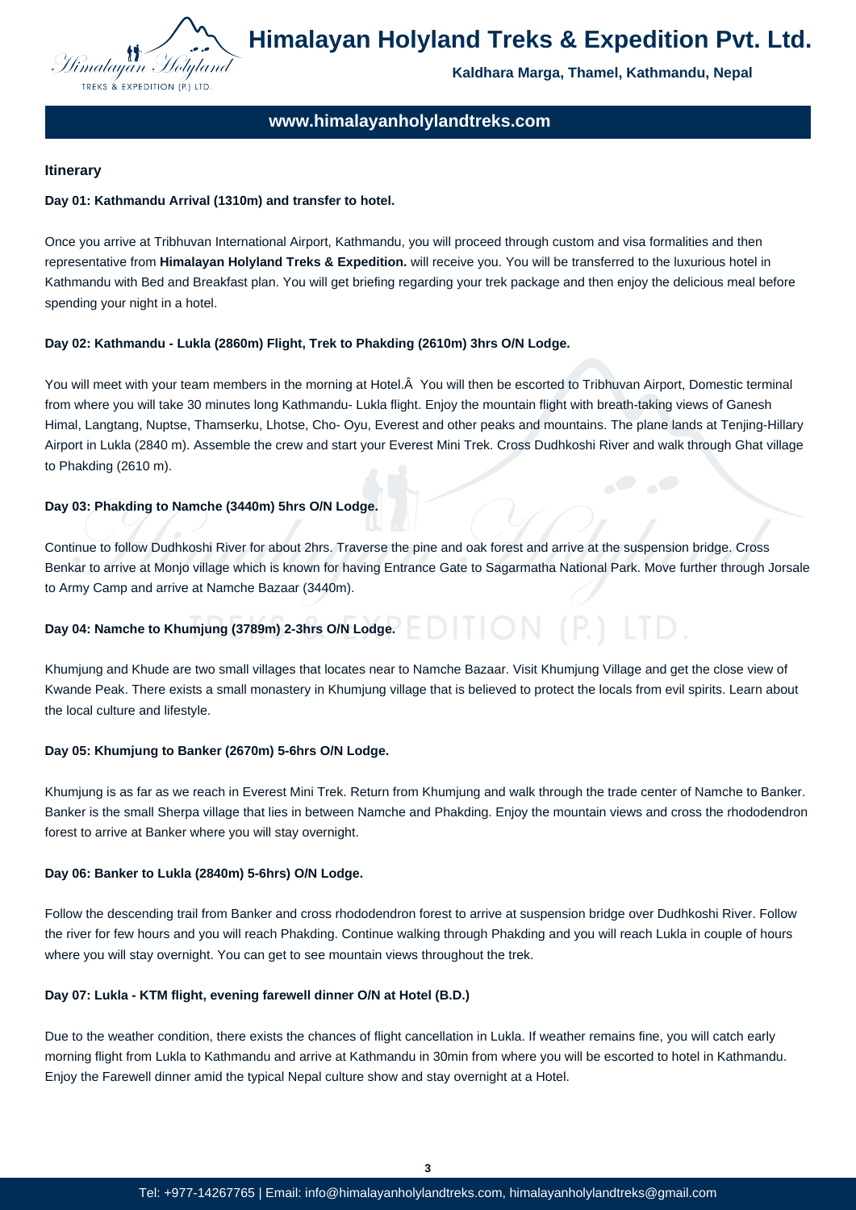## Itinerary

**Day 01: Kathmandu Arrival (1310m) and transfer to hotel.**

Once you arrive at Tribhuvan International Airport, Kathmandu, you will proceed through custom and visa formalities and then representative from **Himalayan Holyland Treks & Expedition.** will receive you. You will be transferred to the luxurious hotel in Kathmandu with Bed and Breakfast plan. You will get briefing regarding your trek package and then enjoy the delicious meal before spending your night in a hotel.

**Day 02: Kathmandu - Lukla (2860m) Flight, Trek to Phakding (2610m) 3hrs O/N Lodge.**

You will meet with your team members in the morning at Hotel.Â  You will then be escorted to Tribhuvan Airport, Domestic terminal from where you will take 30 minutes long Kathmandu- Lukla flight. Enjoy the mountain flight with breath-taking views of Ganesh Himal, Langtang, Nuptse, Thamserku, Lhotse, Cho- Oyu, Everest and other peaks and mountains. The plane lands at Tenjing-Hillary Airport in Lukla (2840 m). Assemble the crew and start your Everest Mini Trek. Cross Dudhkoshi River and walk through Ghat village to Phakding (2610 m).

**Day 03: Phakding to Namche (3440m) 5hrs O/N Lodge.**

Continue to follow Dudhkoshi River for about 2hrs. Traverse the pine and oak forest and arrive at the suspension bridge. Cross Benkar to arrive at Monjo village which is known for having Entrance Gate to Sagarmatha National Park. Move further through Jorsale to Army Camp and arrive at Namche Bazaar (3440m).

**Day 04: Namche to Khumjung (3789m) 2-3hrs O/N Lodge.**

Khumjung and Khude are two small villages that locates near to Namche Bazaar. Visit Khumjung Village and get the close view of Kwande Peak. There exists a small monastery in Khumjung village that is believed to protect the locals from evil spirits. Learn about the local culture and lifestyle.

**Day 05: Khumjung to Banker (2670m) 5-6hrs O/N Lodge.**

Khumjung is as far as we reach in Everest Mini Trek. Return from Khumjung and walk through the trade center of Namche to Banker. Banker is the small Sherpa village that lies in between Namche and Phakding. Enjoy the mountain views and cross the rhododendron forest to arrive at Banker where you will stay overnight.

**Day 06: Banker to Lukla (2840m) 5-6hrs) O/N Lodge.**

Follow the descending trail from Banker and cross rhododendron forest to arrive at suspension bridge over Dudhkoshi River. Follow the river for few hours and you will reach Phakding. Continue walking through Phakding and you will reach Lukla in couple of hours where you will stay overnight. You can get to see mountain views throughout the trek.

**Day 07: Lukla - KTM flight, evening farewell dinner O/N at Hotel (B.D.)**

Due to the weather condition, there exists the chances of flight cancellation in Lukla. If weather remains fine, you will catch early morning flight from Lukla to Kathmandu and arrive at Kathmandu in 30min from where you will be escorted to hotel in Kathmandu. Enjoy the Farewell dinner amid the typical Nepal culture show and stay overnight at a Hotel.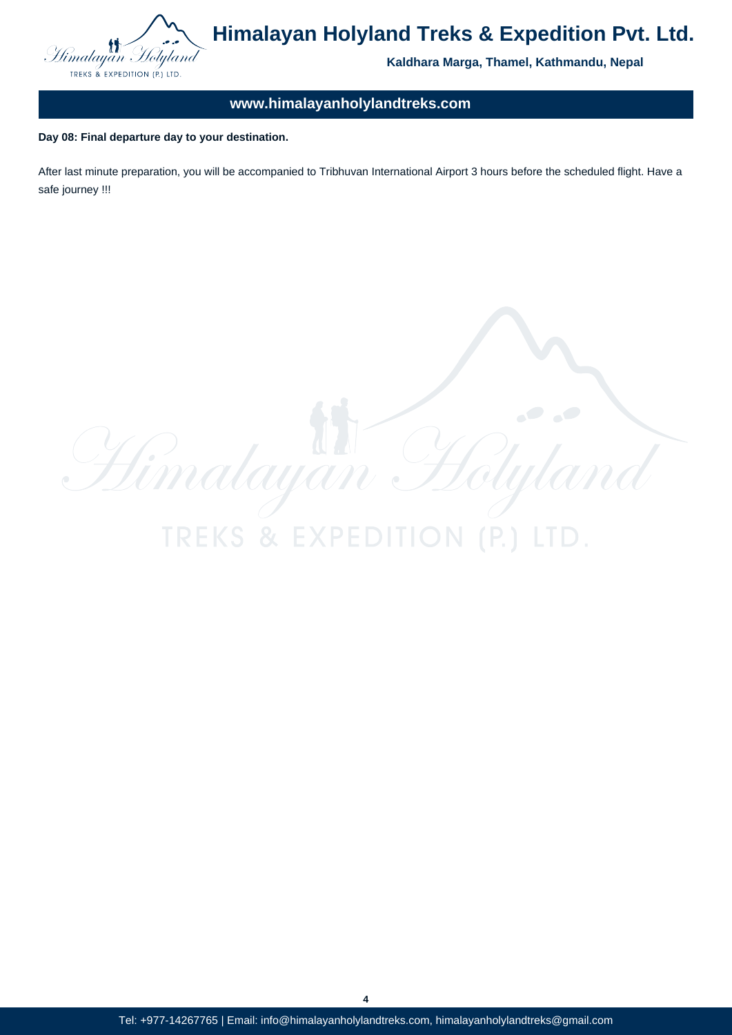**Day 08: Final departure day to your destination.**

After last minute preparation, you will be accompanied to Tribhuvan International Airport 3 hours before the scheduled flight. Have a safe journey !!!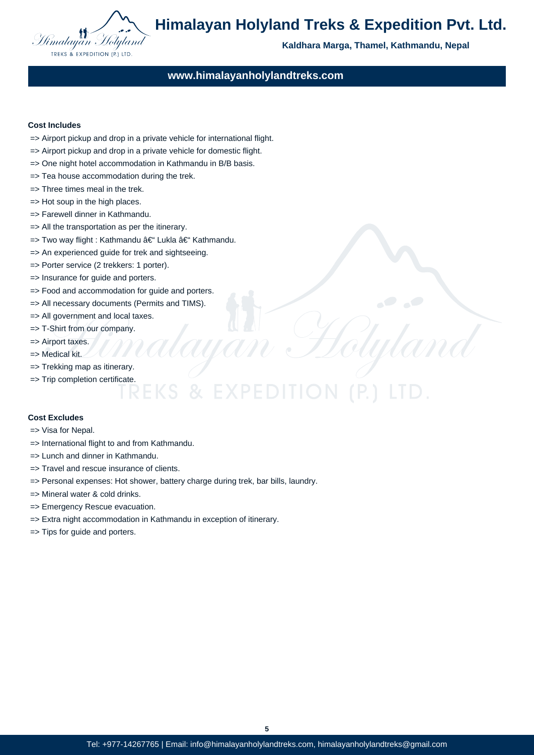**Cost Includes**

=> Airport pickup and drop in a private vehicle for international flight.
=> Airport pickup and drop in a private vehicle for domestic flight.
=> One night hotel accommodation in Kathmandu in B/B basis.
=> Tea house accommodation during the trek.
=> Three times meal in the trek.
=> Hot soup in the high places.
=> Farewell dinner in Kathmandu.
=> All the transportation as per the itinerary.
=> Two way flight : Kathmandu â€“ Lukla â€“ Kathmandu.
=> An experienced guide for trek and sightseeing.
=> Porter service (2 trekkers: 1 porter).
=> Insurance for guide and porters.
=> Food and accommodation for guide and porters.
=> All necessary documents (Permits and TIMS).
=> All government and local taxes.
=> T-Shirt from our company.
=> Airport taxes.
=> Medical kit.
=> Trekking map as itinerary.
=> Trip completion certificate.

**Cost Excludes**

=> Visa for Nepal.
=> International flight to and from Kathmandu.
=> Lunch and dinner in Kathmandu.
=> Travel and rescue insurance of clients.
=> Personal expenses: Hot shower, battery charge during trek, bar bills, laundry.
=> Mineral water & cold drinks.
=> Emergency Rescue evacuation.
=> Extra night accommodation in Kathmandu in exception of itinerary.
=> Tips for guide and porters.